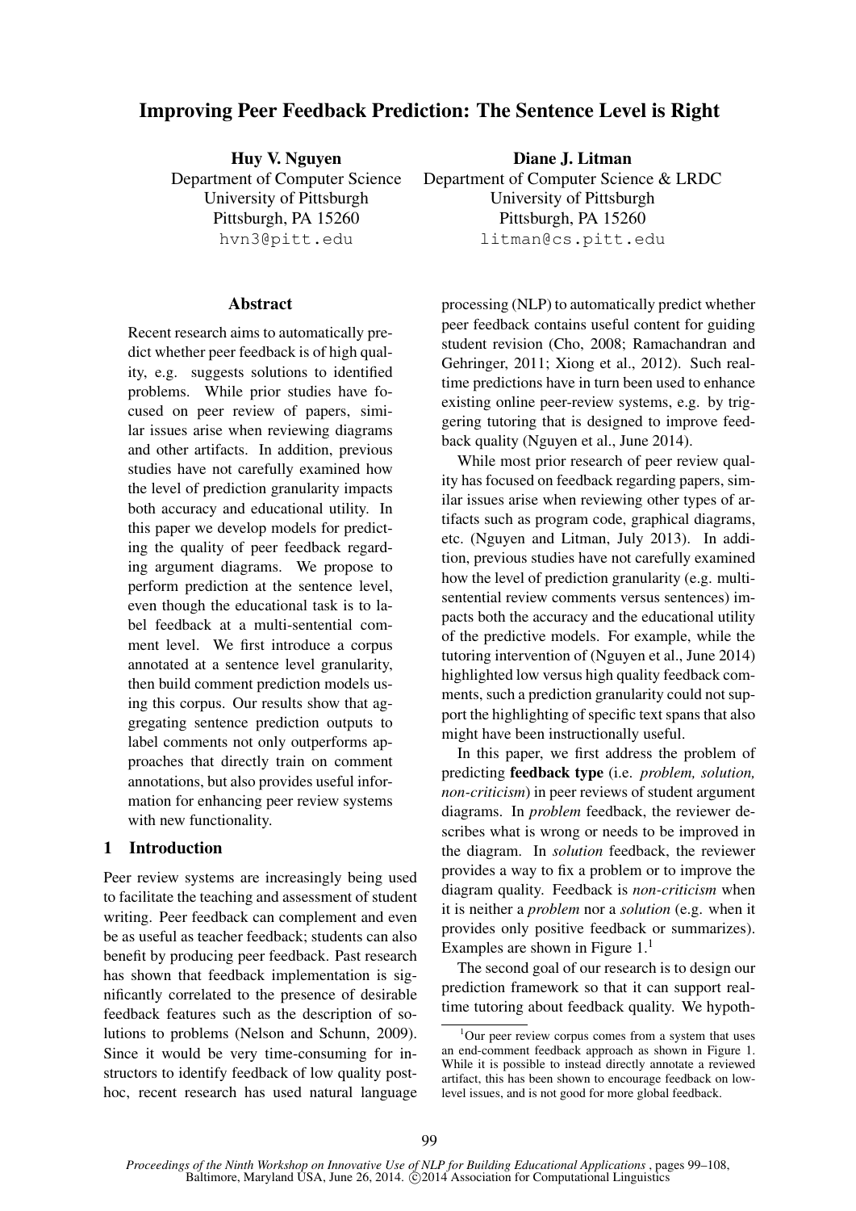# Improving Peer Feedback Prediction: The Sentence Level is Right

**Huy V. Nguyen**
Department of Computer Science
University of Pittsburgh
Pittsburgh, PA 15260
hvn3@pitt.edu

**Diane J. Litman**
Department of Computer Science & LRDC
University of Pittsburgh
Pittsburgh, PA 15260
litman@cs.pitt.edu

## Abstract

Recent research aims to automatically predict whether peer feedback is of high quality, e.g. suggests solutions to identified problems. While prior studies have focused on peer review of papers, similar issues arise when reviewing diagrams and other artifacts. In addition, previous studies have not carefully examined how the level of prediction granularity impacts both accuracy and educational utility. In this paper we develop models for predicting the quality of peer feedback regarding argument diagrams. We propose to perform prediction at the sentence level, even though the educational task is to label feedback at a multi-sentential comment level. We first introduce a corpus annotated at a sentence level granularity, then build comment prediction models using this corpus. Our results show that aggregating sentence prediction outputs to label comments not only outperforms approaches that directly train on comment annotations, but also provides useful information for enhancing peer review systems with new functionality.

## 1 Introduction

Peer review systems are increasingly being used to facilitate the teaching and assessment of student writing. Peer feedback can complement and even be as useful as teacher feedback; students can also benefit by producing peer feedback. Past research has shown that feedback implementation is significantly correlated to the presence of desirable feedback features such as the description of solutions to problems (Nelson and Schunn, 2009). Since it would be very time-consuming for instructors to identify feedback of low quality post-hoc, recent research has used natural language processing (NLP) to automatically predict whether peer feedback contains useful content for guiding student revision (Cho, 2008; Ramachandran and Gehringer, 2011; Xiong et al., 2012). Such real-time predictions have in turn been used to enhance existing online peer-review systems, e.g. by triggering tutoring that is designed to improve feedback quality (Nguyen et al., June 2014).

While most prior research of peer review quality has focused on feedback regarding papers, similar issues arise when reviewing other types of artifacts such as program code, graphical diagrams, etc. (Nguyen and Litman, July 2013). In addition, previous studies have not carefully examined how the level of prediction granularity (e.g. multi-sentential review comments versus sentences) impacts both the accuracy and the educational utility of the predictive models. For example, while the tutoring intervention of (Nguyen et al., June 2014) highlighted low versus high quality feedback comments, such a prediction granularity could not support the highlighting of specific text spans that also might have been instructionally useful.

In this paper, we first address the problem of predicting **feedback type** (i.e. *problem, solution, non-criticism*) in peer reviews of student argument diagrams. In *problem* feedback, the reviewer describes what is wrong or needs to be improved in the diagram. In *solution* feedback, the reviewer provides a way to fix a problem or to improve the diagram quality. Feedback is *non-criticism* when it is neither a *problem* nor a *solution* (e.g. when it provides only positive feedback or summarizes). Examples are shown in Figure 1.[1]

The second goal of our research is to design our prediction framework so that it can support real-time tutoring about feedback quality. We hypoth-

[1]Our peer review corpus comes from a system that uses an end-comment feedback approach as shown in Figure 1. While it is possible to instead directly annotate a reviewed artifact, this has been shown to encourage feedback on low-level issues, and is not good for more global feedback.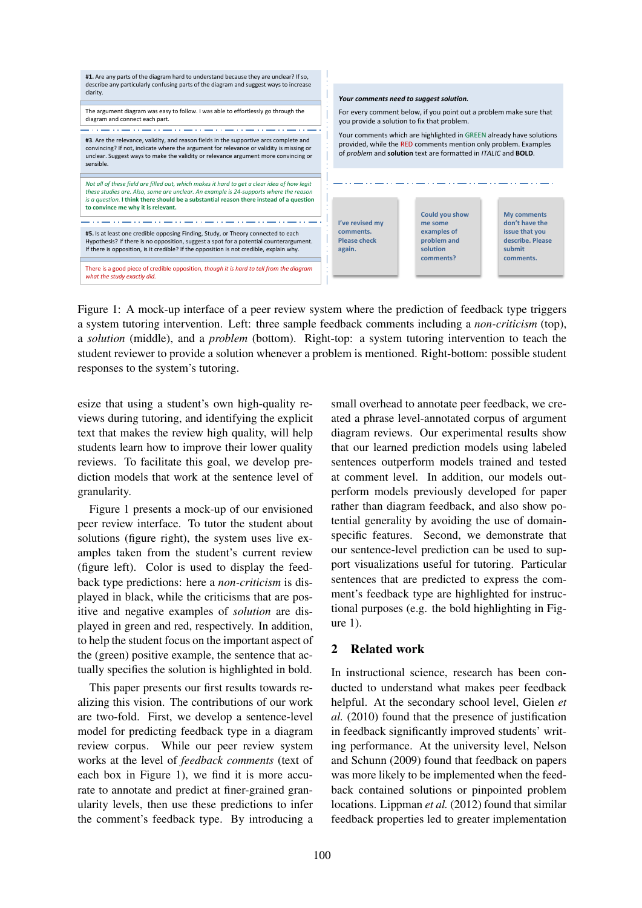#1. Are any parts of the diagram hard to understand because they are unclear? If so, describe any particularly confusing parts of the diagram and suggest ways to increase clarity.

The argument diagram was easy to follow. I was able to effortlessly go through the diagram and connect each part.

#3. Are the relevance, validity, and reason fields in the supportive arcs complete and convincing? If not, indicate where the argument for relevance or validity is missing or unclear. Suggest ways to make the validity or relevance argument more convincing or sensible.

*Not all of these field are filled out, which makes it hard to get a clear idea of how legit these studies are. Also, some are unclear. An example is 24-supports where the reason is a question.* **I think there should be a substantial reason there instead of a question to convince me why it is relevant.**

#5. Is at least one credible opposing Finding, Study, or Theory connected to each Hypothesis? If there is no opposition, suggest a spot for a potential counterargument. If there is opposition, is it credible? If the opposition is not credible, explain why.

There is a good piece of credible opposition, *though it is hard to tell from the diagram what the study exactly did.*

***Your comments need to suggest solution.***

For every comment below, if you point out a problem make sure that you provide a solution to fix that problem.

Your comments which are highlighted in GREEN already have solutions provided, while the RED comments mention only problem. Examples of *problem* and **solution** text are formatted in *ITALIC* and **BOLD**.

I've revised my comments. Please check again.

Could you show me some examples of problem and solution comments?

My comments don't have the issue that you describe. Please submit comments.

Figure 1: A mock-up interface of a peer review system where the prediction of feedback type triggers a system tutoring intervention. Left: three sample feedback comments including a *non-criticism* (top), a *solution* (middle), and a *problem* (bottom). Right-top: a system tutoring intervention to teach the student reviewer to provide a solution whenever a problem is mentioned. Right-bottom: possible student responses to the system's tutoring.

esize that using a student's own high-quality reviews during tutoring, and identifying the explicit text that makes the review high quality, will help students learn how to improve their lower quality reviews. To facilitate this goal, we develop prediction models that work at the sentence level of granularity.

Figure 1 presents a mock-up of our envisioned peer review interface. To tutor the student about solutions (figure right), the system uses live examples taken from the student's current review (figure left). Color is used to display the feedback type predictions: here a *non-criticism* is displayed in black, while the criticisms that are positive and negative examples of *solution* are displayed in green and red, respectively. In addition, to help the student focus on the important aspect of the (green) positive example, the sentence that actually specifies the solution is highlighted in bold.

This paper presents our first results towards realizing this vision. The contributions of our work are two-fold. First, we develop a sentence-level model for predicting feedback type in a diagram review corpus. While our peer review system works at the level of *feedback comments* (text of each box in Figure 1), we find it is more accurate to annotate and predict at finer-grained granularity levels, then use these predictions to infer the comment's feedback type. By introducing a small overhead to annotate peer feedback, we created a phrase level-annotated corpus of argument diagram reviews. Our experimental results show that our learned prediction models using labeled sentences outperform models trained and tested at comment level. In addition, our models outperform models previously developed for paper rather than diagram feedback, and also show potential generality by avoiding the use of domain-specific features. Second, we demonstrate that our sentence-level prediction can be used to support visualizations useful for tutoring. Particular sentences that are predicted to express the comment's feedback type are highlighted for instructional purposes (e.g. the bold highlighting in Figure 1).

## 2 Related work

In instructional science, research has been conducted to understand what makes peer feedback helpful. At the secondary school level, Gielen *et al.* (2010) found that the presence of justification in feedback significantly improved students' writing performance. At the university level, Nelson and Schunn (2009) found that feedback on papers was more likely to be implemented when the feedback contained solutions or pinpointed problem locations. Lippman *et al.* (2012) found that similar feedback properties led to greater implementation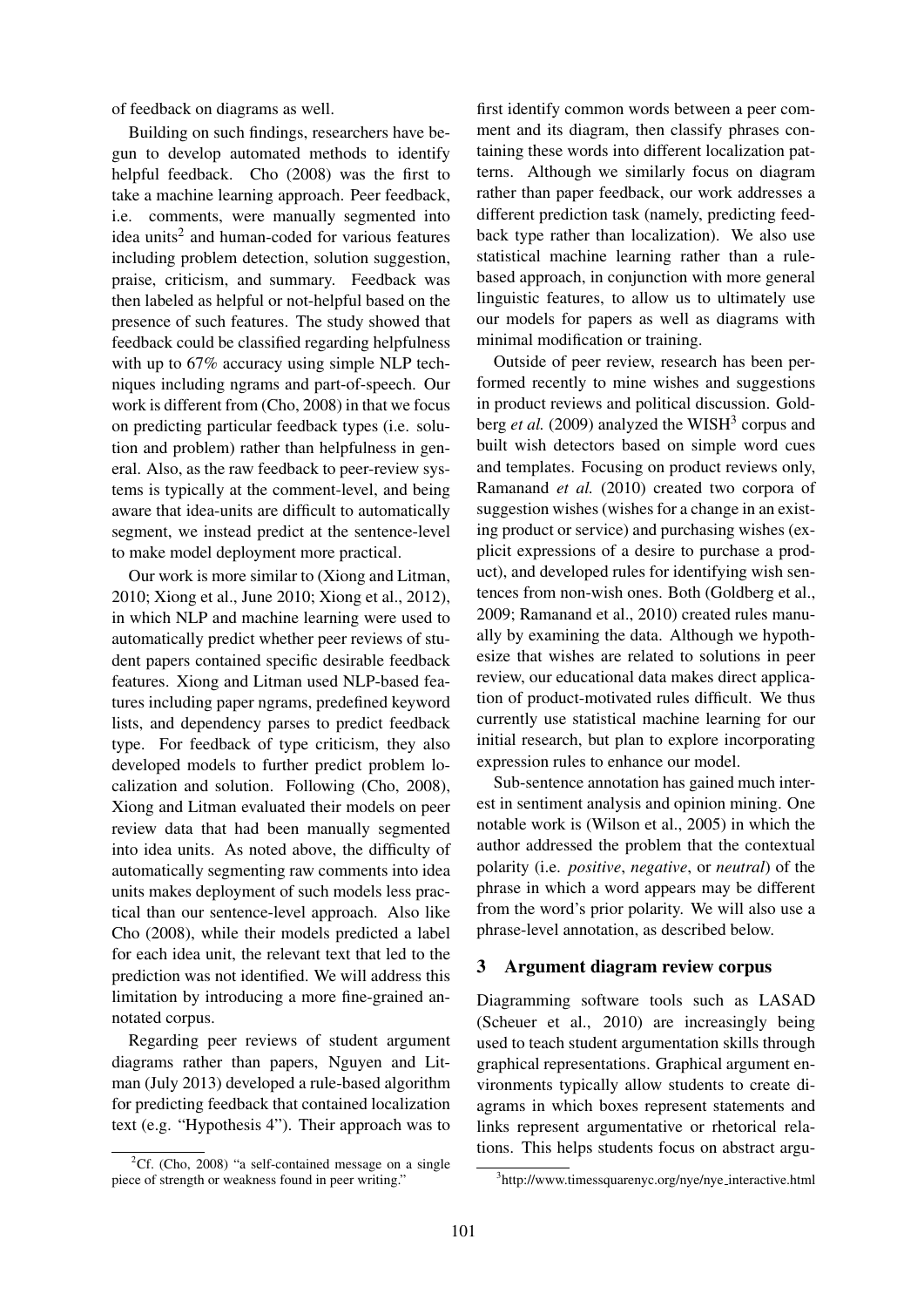of feedback on diagrams as well.

Building on such findings, researchers have begun to develop automated methods to identify helpful feedback. Cho (2008) was the first to take a machine learning approach. Peer feedback, i.e. comments, were manually segmented into idea units[2] and human-coded for various features including problem detection, solution suggestion, praise, criticism, and summary. Feedback was then labeled as helpful or not-helpful based on the presence of such features. The study showed that feedback could be classified regarding helpfulness with up to 67% accuracy using simple NLP techniques including ngrams and part-of-speech. Our work is different from (Cho, 2008) in that we focus on predicting particular feedback types (i.e. solution and problem) rather than helpfulness in general. Also, as the raw feedback to peer-review systems is typically at the comment-level, and being aware that idea-units are difficult to automatically segment, we instead predict at the sentence-level to make model deployment more practical.

Our work is more similar to (Xiong and Litman, 2010; Xiong et al., June 2010; Xiong et al., 2012), in which NLP and machine learning were used to automatically predict whether peer reviews of student papers contained specific desirable feedback features. Xiong and Litman used NLP-based features including paper ngrams, predefined keyword lists, and dependency parses to predict feedback type. For feedback of type criticism, they also developed models to further predict problem localization and solution. Following (Cho, 2008), Xiong and Litman evaluated their models on peer review data that had been manually segmented into idea units. As noted above, the difficulty of automatically segmenting raw comments into idea units makes deployment of such models less practical than our sentence-level approach. Also like Cho (2008), while their models predicted a label for each idea unit, the relevant text that led to the prediction was not identified. We will address this limitation by introducing a more fine-grained annotated corpus.

Regarding peer reviews of student argument diagrams rather than papers, Nguyen and Litman (July 2013) developed a rule-based algorithm for predicting feedback that contained localization text (e.g. "Hypothesis 4"). Their approach was to first identify common words between a peer comment and its diagram, then classify phrases containing these words into different localization patterns. Although we similarly focus on diagram rather than paper feedback, our work addresses a different prediction task (namely, predicting feedback type rather than localization). We also use statistical machine learning rather than a rule-based approach, in conjunction with more general linguistic features, to allow us to ultimately use our models for papers as well as diagrams with minimal modification or training.

Outside of peer review, research has been performed recently to mine wishes and suggestions in product reviews and political discussion. Goldberg *et al.* (2009) analyzed the WISH[3] corpus and built wish detectors based on simple word cues and templates. Focusing on product reviews only, Ramanand *et al.* (2010) created two corpora of suggestion wishes (wishes for a change in an existing product or service) and purchasing wishes (explicit expressions of a desire to purchase a product), and developed rules for identifying wish sentences from non-wish ones. Both (Goldberg et al., 2009; Ramanand et al., 2010) created rules manually by examining the data. Although we hypothesize that wishes are related to solutions in peer review, our educational data makes direct application of product-motivated rules difficult. We thus currently use statistical machine learning for our initial research, but plan to explore incorporating expression rules to enhance our model.

Sub-sentence annotation has gained much interest in sentiment analysis and opinion mining. One notable work is (Wilson et al., 2005) in which the author addressed the problem that the contextual polarity (i.e. *positive*, *negative*, or *neutral*) of the phrase in which a word appears may be different from the word's prior polarity. We will also use a phrase-level annotation, as described below.

## 3 Argument diagram review corpus

Diagramming software tools such as LASAD (Scheuer et al., 2010) are increasingly being used to teach student argumentation skills through graphical representations. Graphical argument environments typically allow students to create diagrams in which boxes represent statements and links represent argumentative or rhetorical relations. This helps students focus on abstract argu-

[2] Cf. (Cho, 2008) "a self-contained message on a single piece of strength or weakness found in peer writing."

[3] http://www.timessquarenyc.org/nye/nye_interactive.html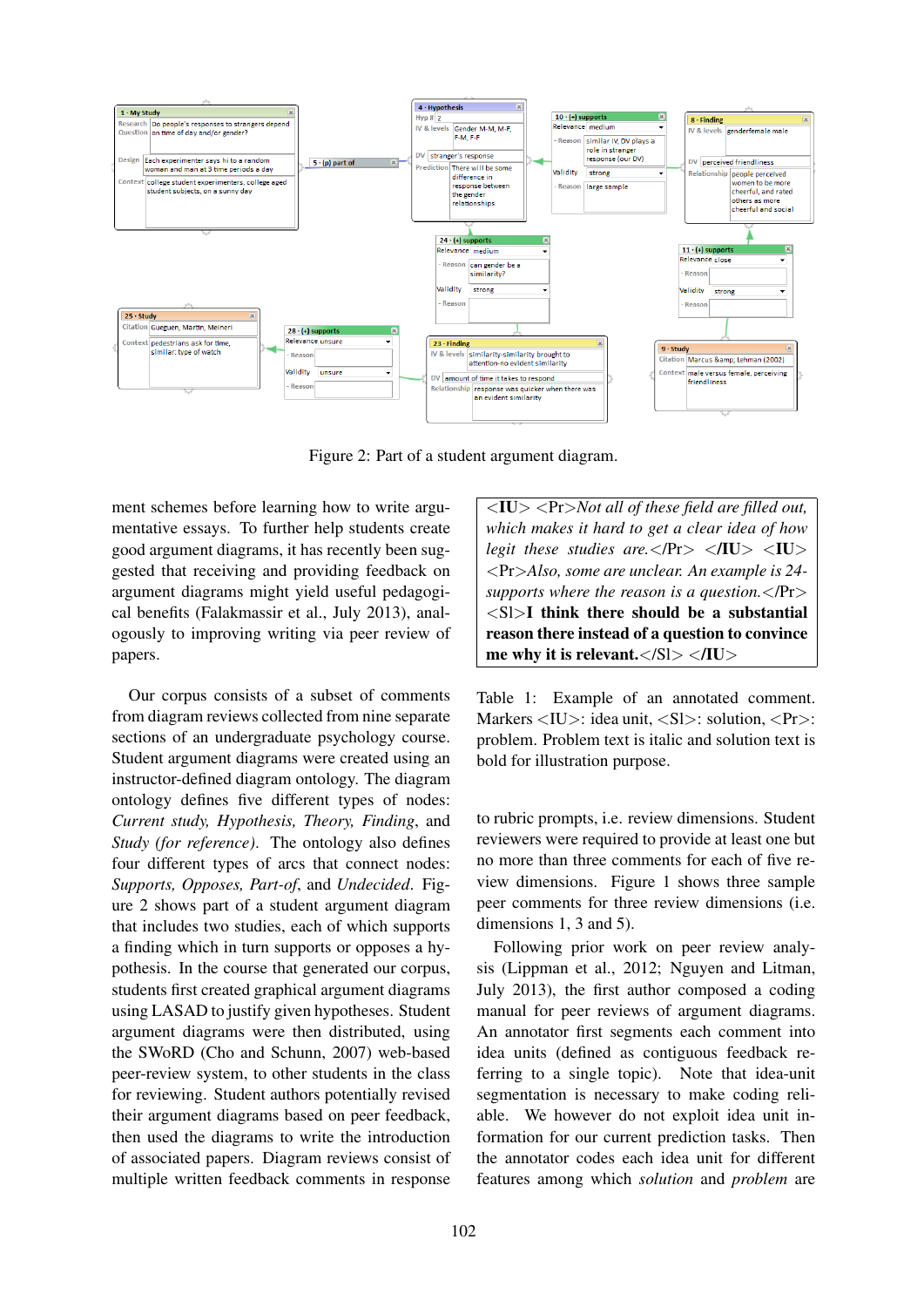Figure 2: Part of a student argument diagram.

ment schemes before learning how to write argumentative essays. To further help students create good argument diagrams, it has recently been suggested that receiving and providing feedback on argument diagrams might yield useful pedagogical benefits (Falakmassir et al., July 2013), analogously to improving writing via peer review of papers.

Our corpus consists of a subset of comments from diagram reviews collected from nine separate sections of an undergraduate psychology course. Student argument diagrams were created using an instructor-defined diagram ontology. The diagram ontology defines five different types of nodes: *Current study, Hypothesis, Theory, Finding*, and *Study (for reference)*. The ontology also defines four different types of arcs that connect nodes: *Supports, Opposes, Part-of*, and *Undecided*. Figure 2 shows part of a student argument diagram that includes two studies, each of which supports a finding which in turn supports or opposes a hypothesis. In the course that generated our corpus, students first created graphical argument diagrams using LASAD to justify given hypotheses. Student argument diagrams were then distributed, using the SWoRD (Cho and Schunn, 2007) web-based peer-review system, to other students in the class for reviewing. Student authors potentially revised their argument diagrams based on peer feedback, then used the diagrams to write the introduction of associated papers. Diagram reviews consist of multiple written feedback comments in response to rubric prompts, i.e. review dimensions. Student reviewers were required to provide at least one but no more than three comments for each of five review dimensions. Figure 1 shows three sample peer comments for three review dimensions (i.e. dimensions 1, 3 and 5).

| <IU> <Pr>*Not all of these field are filled out, which makes it hard to get a clear idea of how legit these studies are.*</Pr> </IU> <IU> <Pr>*Also, some are unclear. An example is 24-supports where the reason is a question.*</Pr> <Sl>**I think there should be a substantial reason there instead of a question to convince me why it is relevant.**</Sl> </IU> |
|---|

Table 1: Example of an annotated comment. Markers <IU>: idea unit, <Sl>: solution, <Pr>: problem. Problem text is italic and solution text is bold for illustration purpose.

Following prior work on peer review analysis (Lippman et al., 2012; Nguyen and Litman, July 2013), the first author composed a coding manual for peer reviews of argument diagrams. An annotator first segments each comment into idea units (defined as contiguous feedback referring to a single topic). Note that idea-unit segmentation is necessary to make coding reliable. We however do not exploit idea unit information for our current prediction tasks. Then the annotator codes each idea unit for different features among which *solution* and *problem* are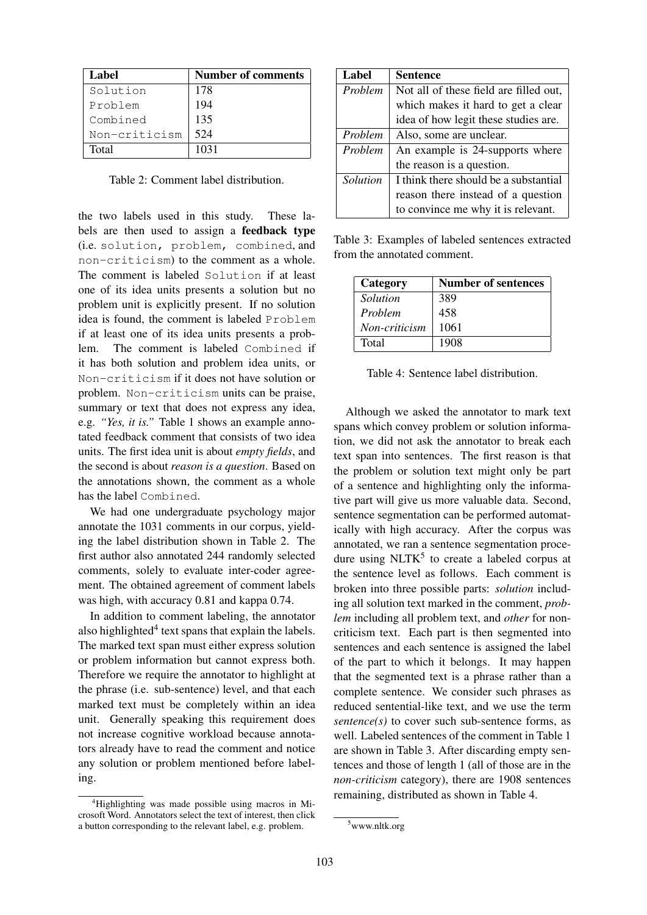| Label | Number of comments |
|---|---|
| Solution | 178 |
| Problem | 194 |
| Combined | 135 |
| Non-criticism | 524 |
| Total | 1031 |

Table 2: Comment label distribution.

the two labels used in this study. These labels are then used to assign a **feedback type** (i.e. solution, problem, combined, and non-criticism) to the comment as a whole. The comment is labeled Solution if at least one of its idea units presents a solution but no problem unit is explicitly present. If no solution idea is found, the comment is labeled Problem if at least one of its idea units presents a problem. The comment is labeled Combined if it has both solution and problem idea units, or Non-criticism if it does not have solution or problem. Non-criticism units can be praise, summary or text that does not express any idea, e.g. *"Yes, it is."* Table 1 shows an example annotated feedback comment that consists of two idea units. The first idea unit is about *empty fields*, and the second is about *reason is a question*. Based on the annotations shown, the comment as a whole has the label Combined.

We had one undergraduate psychology major annotate the 1031 comments in our corpus, yielding the label distribution shown in Table 2. The first author also annotated 244 randomly selected comments, solely to evaluate inter-coder agreement. The obtained agreement of comment labels was high, with accuracy 0.81 and kappa 0.74.

In addition to comment labeling, the annotator also highlighted[4] text spans that explain the labels. The marked text span must either express solution or problem information but cannot express both. Therefore we require the annotator to highlight at the phrase (i.e. sub-sentence) level, and that each marked text must be completely within an idea unit. Generally speaking this requirement does not increase cognitive workload because annotators already have to read the comment and notice any solution or problem mentioned before labeling.

[4]Highlighting was made possible using macros in Microsoft Word. Annotators select the text of interest, then click a button corresponding to the relevant label, e.g. problem.

| Label | Sentence |
|---|---|
| *Problem* | Not all of these field are filled out, which makes it hard to get a clear idea of how legit these studies are. |
| *Problem* | Also, some are unclear. |
| *Problem* | An example is 24-supports where the reason is a question. |
| *Solution* | I think there should be a substantial reason there instead of a question to convince me why it is relevant. |

Table 3: Examples of labeled sentences extracted from the annotated comment.

| Category | Number of sentences |
|---|---|
| *Solution* | 389 |
| *Problem* | 458 |
| *Non-criticism* | 1061 |
| Total | 1908 |

Table 4: Sentence label distribution.

Although we asked the annotator to mark text spans which convey problem or solution information, we did not ask the annotator to break each text span into sentences. The first reason is that the problem or solution text might only be part of a sentence and highlighting only the informative part will give us more valuable data. Second, sentence segmentation can be performed automatically with high accuracy. After the corpus was annotated, we ran a sentence segmentation procedure using NLTK[5] to create a labeled corpus at the sentence level as follows. Each comment is broken into three possible parts: *solution* including all solution text marked in the comment, *problem* including all problem text, and *other* for non-criticism text. Each part is then segmented into sentences and each sentence is assigned the label of the part to which it belongs. It may happen that the segmented text is a phrase rather than a complete sentence. We consider such phrases as reduced sentential-like text, and we use the term *sentence(s)* to cover such sub-sentence forms, as well. Labeled sentences of the comment in Table 1 are shown in Table 3. After discarding empty sentences and those of length 1 (all of those are in the *non-criticism* category), there are 1908 sentences remaining, distributed as shown in Table 4.

[5]www.nltk.org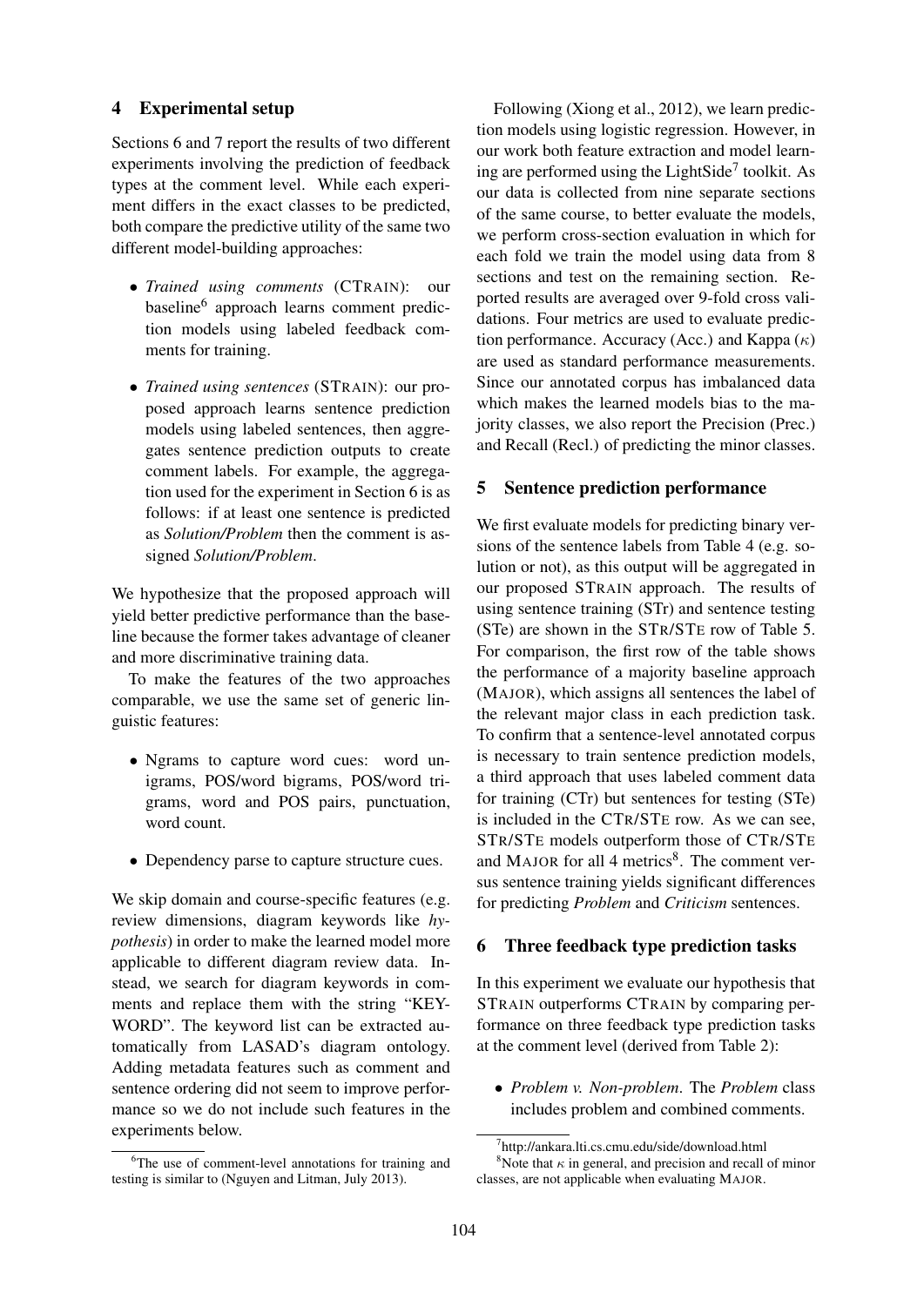## 4 Experimental setup

Sections 6 and 7 report the results of two different experiments involving the prediction of feedback types at the comment level. While each experiment differs in the exact classes to be predicted, both compare the predictive utility of the same two different model-building approaches:

- *Trained using comments* (CTRAIN): our baseline[6] approach learns comment prediction models using labeled feedback comments for training.
- *Trained using sentences* (STRAIN): our proposed approach learns sentence prediction models using labeled sentences, then aggregates sentence prediction outputs to create comment labels. For example, the aggregation used for the experiment in Section 6 is as follows: if at least one sentence is predicted as *Solution/Problem* then the comment is assigned *Solution/Problem*.

We hypothesize that the proposed approach will yield better predictive performance than the baseline because the former takes advantage of cleaner and more discriminative training data.

To make the features of the two approaches comparable, we use the same set of generic linguistic features:

- Ngrams to capture word cues: word unigrams, POS/word bigrams, POS/word trigrams, word and POS pairs, punctuation, word count.
- Dependency parse to capture structure cues.

We skip domain and course-specific features (e.g. review dimensions, diagram keywords like *hypothesis*) in order to make the learned model more applicable to different diagram review data. Instead, we search for diagram keywords in comments and replace them with the string "KEYWORD". The keyword list can be extracted automatically from LASAD's diagram ontology. Adding metadata features such as comment and sentence ordering did not seem to improve performance so we do not include such features in the experiments below.

Following (Xiong et al., 2012), we learn prediction models using logistic regression. However, in our work both feature extraction and model learning are performed using the LightSide[7] toolkit. As our data is collected from nine separate sections of the same course, to better evaluate the models, we perform cross-section evaluation in which for each fold we train the model using data from 8 sections and test on the remaining section. Reported results are averaged over 9-fold cross validations. Four metrics are used to evaluate prediction performance. Accuracy (Acc.) and Kappa ($\kappa$) are used as standard performance measurements. Since our annotated corpus has imbalanced data which makes the learned models bias to the majority classes, we also report the Precision (Prec.) and Recall (Recl.) of predicting the minor classes.

## 5 Sentence prediction performance

We first evaluate models for predicting binary versions of the sentence labels from Table 4 (e.g. solution or not), as this output will be aggregated in our proposed STRAIN approach. The results of using sentence training (STr) and sentence testing (STe) are shown in the STR/STE row of Table 5. For comparison, the first row of the table shows the performance of a majority baseline approach (MAJOR), which assigns all sentences the label of the relevant major class in each prediction task. To confirm that a sentence-level annotated corpus is necessary to train sentence prediction models, a third approach that uses labeled comment data for training (CTr) but sentences for testing (STe) is included in the CTR/STE row. As we can see, STR/STE models outperform those of CTR/STE and MAJOR for all 4 metrics[8]. The comment versus sentence training yields significant differences for predicting *Problem* and *Criticism* sentences.

## 6 Three feedback type prediction tasks

In this experiment we evaluate our hypothesis that STRAIN outperforms CTRAIN by comparing performance on three feedback type prediction tasks at the comment level (derived from Table 2):

- *Problem v. Non-problem*. The *Problem* class includes problem and combined comments.

[6] The use of comment-level annotations for training and testing is similar to (Nguyen and Litman, July 2013).

[7] http://ankara.lti.cs.cmu.edu/side/download.html

[8] Note that $\kappa$ in general, and precision and recall of minor classes, are not applicable when evaluating MAJOR.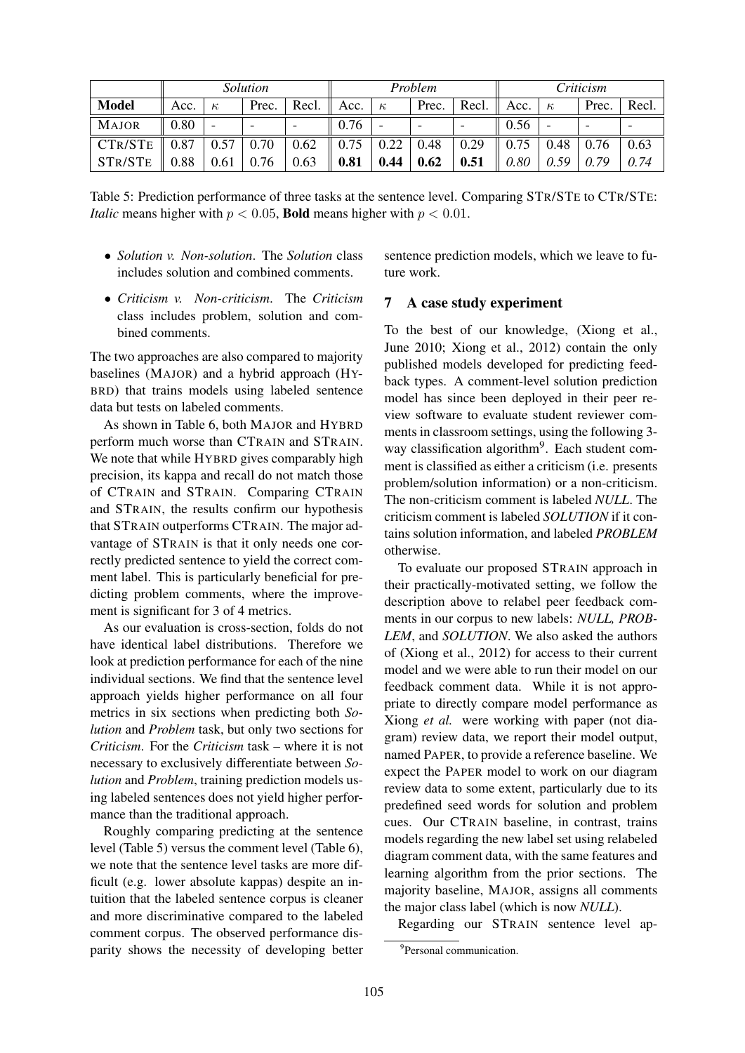| | *Solution* | | | | *Problem* | | | | *Criticism* | | | |
|---|---|---|---|---|---|---|---|---|---|---|---|---|
| **Model** | Acc. | $\kappa$ | Prec. | Recl. | Acc. | $\kappa$ | Prec. | Recl. | Acc. | $\kappa$ | Prec. | Recl. |
| MAJOR | 0.80 | - | - | - | 0.76 | - | - | - | 0.56 | - | - | - |
| CTR/STE | 0.87 | 0.57 | 0.70 | 0.62 | 0.75 | 0.22 | 0.48 | 0.29 | 0.75 | 0.48 | 0.76 | 0.63 |
| STR/STE | 0.88 | 0.61 | 0.76 | 0.63 | **0.81** | **0.44** | **0.62** | **0.51** | *0.80* | *0.59* | *0.79* | *0.74* |

Table 5: Prediction performance of three tasks at the sentence level. Comparing STR/STE to CTR/STE: *Italic* means higher with $p < 0.05$, **Bold** means higher with $p < 0.01$.

- *Solution v. Non-solution*. The *Solution* class includes solution and combined comments.
- *Criticism v. Non-criticism*. The *Criticism* class includes problem, solution and combined comments.

The two approaches are also compared to majority baselines (MAJOR) and a hybrid approach (HYBRD) that trains models using labeled sentence data but tests on labeled comments.

As shown in Table 6, both MAJOR and HYBRD perform much worse than CTRAIN and STRAIN. We note that while HYBRD gives comparably high precision, its kappa and recall do not match those of CTRAIN and STRAIN. Comparing CTRAIN and STRAIN, the results confirm our hypothesis that STRAIN outperforms CTRAIN. The major advantage of STRAIN is that it only needs one correctly predicted sentence to yield the correct comment label. This is particularly beneficial for predicting problem comments, where the improvement is significant for 3 of 4 metrics.

As our evaluation is cross-section, folds do not have identical label distributions. Therefore we look at prediction performance for each of the nine individual sections. We find that the sentence level approach yields higher performance on all four metrics in six sections when predicting both *Solution* and *Problem* task, but only two sections for *Criticism*. For the *Criticism* task – where it is not necessary to exclusively differentiate between *Solution* and *Problem*, training prediction models using labeled sentences does not yield higher performance than the traditional approach.

Roughly comparing predicting at the sentence level (Table 5) versus the comment level (Table 6), we note that the sentence level tasks are more difficult (e.g. lower absolute kappas) despite an intuition that the labeled sentence corpus is cleaner and more discriminative compared to the labeled comment corpus. The observed performance disparity shows the necessity of developing better sentence prediction models, which we leave to future work.

## 7 A case study experiment

To the best of our knowledge, (Xiong et al., June 2010; Xiong et al., 2012) contain the only published models developed for predicting feedback types. A comment-level solution prediction model has since been deployed in their peer review software to evaluate student reviewer comments in classroom settings, using the following 3-way classification algorithm[9]. Each student comment is classified as either a criticism (i.e. presents problem/solution information) or a non-criticism. The non-criticism comment is labeled *NULL*. The criticism comment is labeled *SOLUTION* if it contains solution information, and labeled *PROBLEM* otherwise.

To evaluate our proposed STRAIN approach in their practically-motivated setting, we follow the description above to relabel peer feedback comments in our corpus to new labels: *NULL, PROBLEM*, and *SOLUTION*. We also asked the authors of (Xiong et al., 2012) for access to their current model and we were able to run their model on our feedback comment data. While it is not appropriate to directly compare model performance as Xiong *et al.* were working with paper (not diagram) review data, we report their model output, named PAPER, to provide a reference baseline. We expect the PAPER model to work on our diagram review data to some extent, particularly due to its predefined seed words for solution and problem cues. Our CTRAIN baseline, in contrast, trains models regarding the new label set using relabeled diagram comment data, with the same features and learning algorithm from the prior sections. The majority baseline, MAJOR, assigns all comments the major class label (which is now *NULL*).

Regarding our STRAIN sentence level ap-

[9] Personal communication.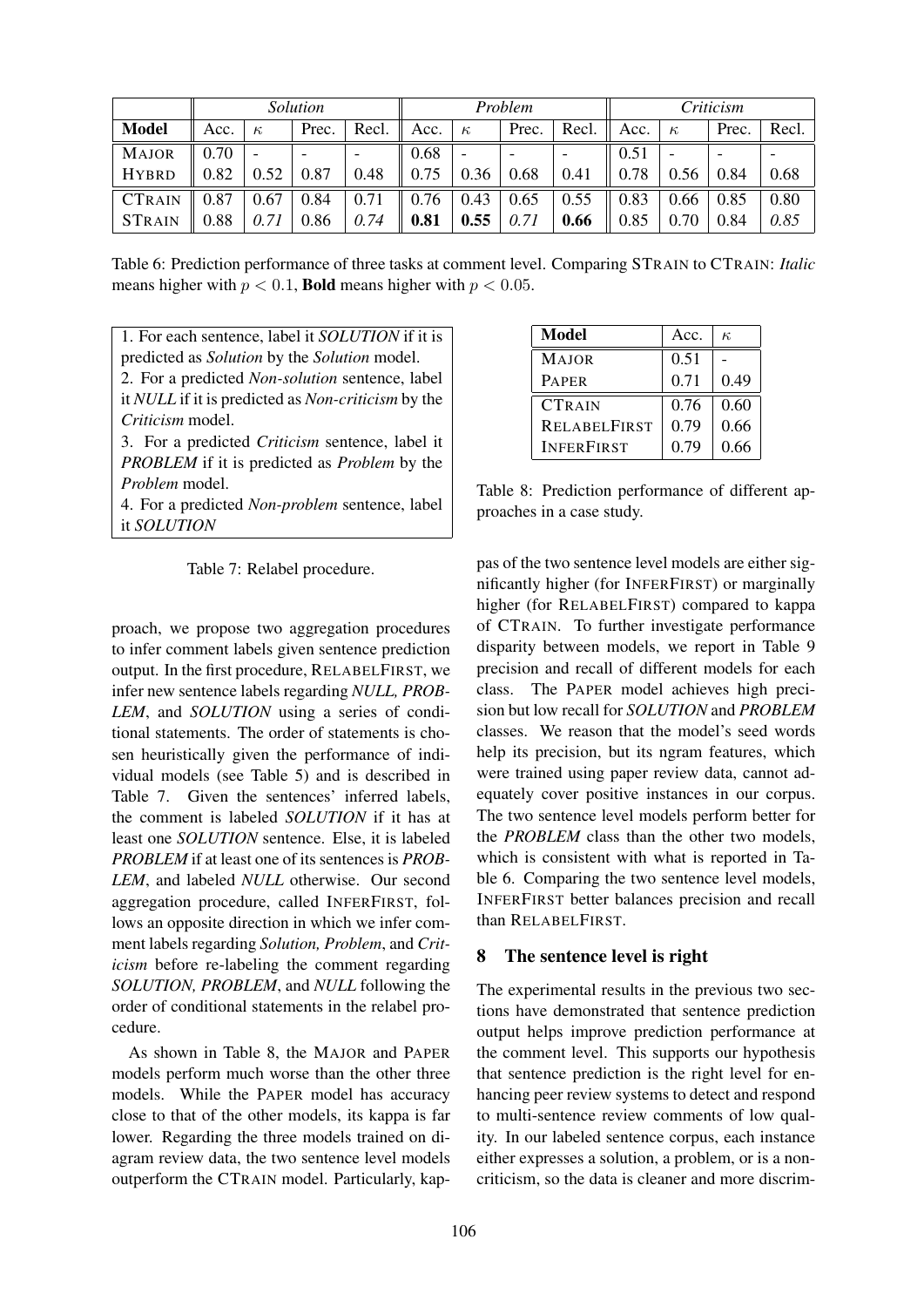| | *Solution* | | | | *Problem* | | | | *Criticism* | | | |
|---|---|---|---|---|---|---|---|---|---|---|---|---|
| **Model** | Acc. | $\kappa$ | Prec. | Recl. | Acc. | $\kappa$ | Prec. | Recl. | Acc. | $\kappa$ | Prec. | Recl. |
| MAJOR | 0.70 | - | - | - | 0.68 | - | - | - | 0.51 | - | - | - |
| HYBRD | 0.82 | 0.52 | 0.87 | 0.48 | 0.75 | 0.36 | 0.68 | 0.41 | 0.78 | 0.56 | 0.84 | 0.68 |
| CTRAIN | 0.87 | 0.67 | 0.84 | 0.71 | 0.76 | 0.43 | 0.65 | 0.55 | 0.83 | 0.66 | 0.85 | 0.80 |
| STRAIN | 0.88 | *0.71* | 0.86 | *0.74* | **0.81** | **0.55** | *0.71* | **0.66** | 0.85 | 0.70 | 0.84 | *0.85* |

Table 6: Prediction performance of three tasks at comment level. Comparing STRAIN to CTRAIN: *Italic* means higher with $p < 0.1$, **Bold** means higher with $p < 0.05$.

1. For each sentence, label it *SOLUTION* if it is predicted as *Solution* by the *Solution* model.
2. For a predicted *Non-solution* sentence, label it *NULL* if it is predicted as *Non-criticism* by the *Criticism* model.
3. For a predicted *Criticism* sentence, label it *PROBLEM* if it is predicted as *Problem* by the *Problem* model.
4. For a predicted *Non-problem* sentence, label it *SOLUTION*

Table 7: Relabel procedure.

proach, we propose two aggregation procedures to infer comment labels given sentence prediction output. In the first procedure, RELABELFIRST, we infer new sentence labels regarding *NULL, PROBLEM*, and *SOLUTION* using a series of conditional statements. The order of statements is chosen heuristically given the performance of individual models (see Table 5) and is described in Table 7. Given the sentences' inferred labels, the comment is labeled *SOLUTION* if it has at least one *SOLUTION* sentence. Else, it is labeled *PROBLEM* if at least one of its sentences is *PROBLEM*, and labeled *NULL* otherwise. Our second aggregation procedure, called INFERFIRST, follows an opposite direction in which we infer comment labels regarding *Solution, Problem*, and *Criticism* before re-labeling the comment regarding *SOLUTION, PROBLEM*, and *NULL* following the order of conditional statements in the relabel procedure.

As shown in Table 8, the MAJOR and PAPER models perform much worse than the other three models. While the PAPER model has accuracy close to that of the other models, its kappa is far lower. Regarding the three models trained on diagram review data, the two sentence level models outperform the CTRAIN model. Particularly, kappas of the two sentence level models are either significantly higher (for INFERFIRST) or marginally higher (for RELABELFIRST) compared to kappa of CTRAIN. To further investigate performance disparity between models, we report in Table 9 precision and recall of different models for each class. The PAPER model achieves high precision but low recall for *SOLUTION* and *PROBLEM* classes. We reason that the model's seed words help its precision, but its ngram features, which were trained using paper review data, cannot adequately cover positive instances in our corpus. The two sentence level models perform better for the *PROBLEM* class than the other two models, which is consistent with what is reported in Table 6. Comparing the two sentence level models, INFERFIRST better balances precision and recall than RELABELFIRST.

| **Model** | Acc. | $\kappa$ |
|---|---|---|
| MAJOR | 0.51 | - |
| PAPER | 0.71 | 0.49 |
| CTRAIN | 0.76 | 0.60 |
| RELABELFIRST | 0.79 | 0.66 |
| INFERFIRST | 0.79 | 0.66 |

Table 8: Prediction performance of different approaches in a case study.

## 8 The sentence level is right

The experimental results in the previous two sections have demonstrated that sentence prediction output helps improve prediction performance at the comment level. This supports our hypothesis that sentence prediction is the right level for enhancing peer review systems to detect and respond to multi-sentence review comments of low quality. In our labeled sentence corpus, each instance either expresses a solution, a problem, or is a non-criticism, so the data is cleaner and more discrim-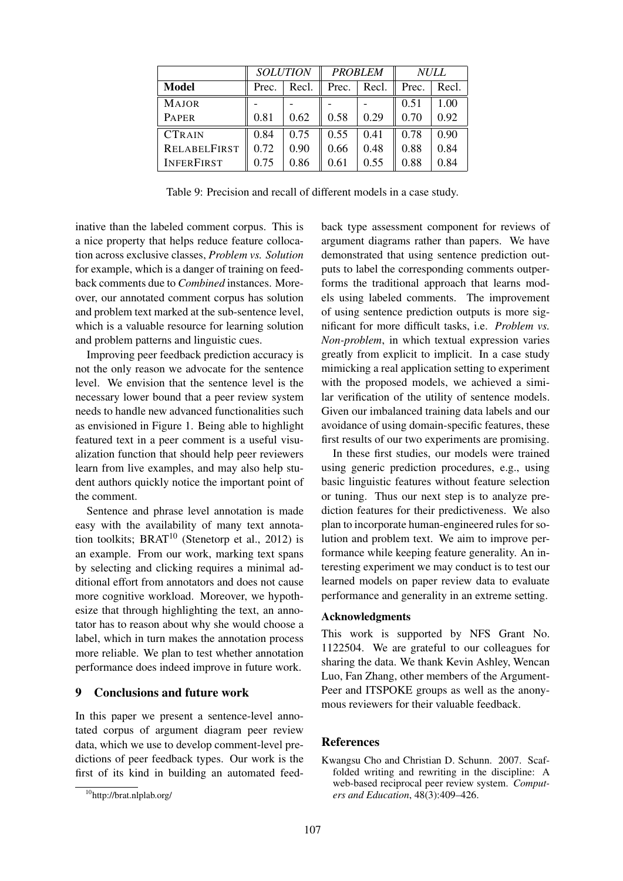| | *SOLUTION* | | *PROBLEM* | | *NULL* | |
|---|---|---|---|---|---|---|
| **Model** | Prec. | Recl. | Prec. | Recl. | Prec. | Recl. |
| MAJOR | - | - | - | - | 0.51 | 1.00 |
| PAPER | 0.81 | 0.62 | 0.58 | 0.29 | 0.70 | 0.92 |
| CTRAIN | 0.84 | 0.75 | 0.55 | 0.41 | 0.78 | 0.90 |
| RELABELFIRST | 0.72 | 0.90 | 0.66 | 0.48 | 0.88 | 0.84 |
| INFERFIRST | 0.75 | 0.86 | 0.61 | 0.55 | 0.88 | 0.84 |

Table 9: Precision and recall of different models in a case study.

inative than the labeled comment corpus. This is a nice property that helps reduce feature collocation across exclusive classes, *Problem vs. Solution* for example, which is a danger of training on feedback comments due to *Combined* instances. Moreover, our annotated comment corpus has solution and problem text marked at the sub-sentence level, which is a valuable resource for learning solution and problem patterns and linguistic cues.

Improving peer feedback prediction accuracy is not the only reason we advocate for the sentence level. We envision that the sentence level is the necessary lower bound that a peer review system needs to handle new advanced functionalities such as envisioned in Figure 1. Being able to highlight featured text in a peer comment is a useful visualization function that should help peer reviewers learn from live examples, and may also help student authors quickly notice the important point of the comment.

Sentence and phrase level annotation is made easy with the availability of many text annotation toolkits; BRAT[10] (Stenetorp et al., 2012) is an example. From our work, marking text spans by selecting and clicking requires a minimal additional effort from annotators and does not cause more cognitive workload. Moreover, we hypothesize that through highlighting the text, an annotator has to reason about why she would choose a label, which in turn makes the annotation process more reliable. We plan to test whether annotation performance does indeed improve in future work.

## 9 Conclusions and future work

In this paper we present a sentence-level annotated corpus of argument diagram peer review data, which we use to develop comment-level predictions of peer feedback types. Our work is the first of its kind in building an automated feedback type assessment component for reviews of argument diagrams rather than papers. We have demonstrated that using sentence prediction outputs to label the corresponding comments outperforms the traditional approach that learns models using labeled comments. The improvement of using sentence prediction outputs is more significant for more difficult tasks, i.e. *Problem vs. Non-problem*, in which textual expression varies greatly from explicit to implicit. In a case study mimicking a real application setting to experiment with the proposed models, we achieved a similar verification of the utility of sentence models. Given our imbalanced training data labels and our avoidance of using domain-specific features, these first results of our two experiments are promising.

In these first studies, our models were trained using generic prediction procedures, e.g., using basic linguistic features without feature selection or tuning. Thus our next step is to analyze prediction features for their predictiveness. We also plan to incorporate human-engineered rules for solution and problem text. We aim to improve performance while keeping feature generality. An interesting experiment we may conduct is to test our learned models on paper review data to evaluate performance and generality in an extreme setting.

### Acknowledgments

This work is supported by NFS Grant No. 1122504. We are grateful to our colleagues for sharing the data. We thank Kevin Ashley, Wencan Luo, Fan Zhang, other members of the ArgumentPeer and ITSPOKE groups as well as the anonymous reviewers for their valuable feedback.

## References

Kwangsu Cho and Christian D. Schunn. 2007. Scaffolded writing and rewriting in the discipline: A web-based reciprocal peer review system. *Computers and Education*, 48(3):409–426.

[10] http://brat.nlplab.org/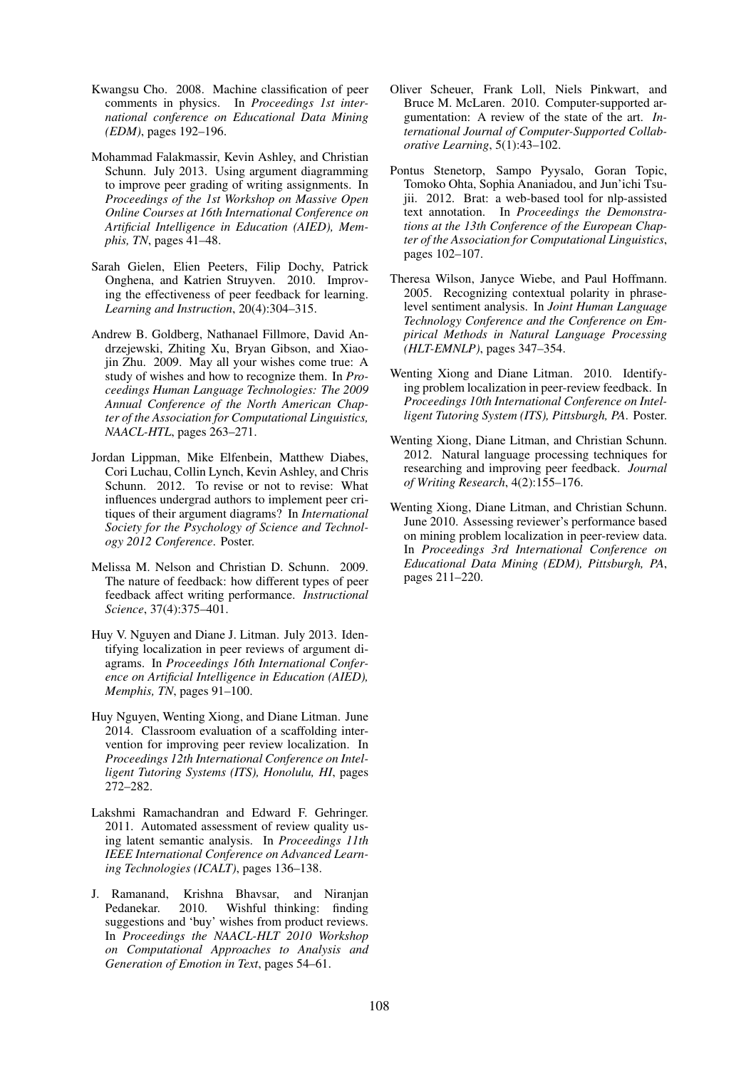Kwangsu Cho. 2008. Machine classification of peer comments in physics. In *Proceedings 1st international conference on Educational Data Mining (EDM)*, pages 192–196.

Mohammad Falakmassir, Kevin Ashley, and Christian Schunn. July 2013. Using argument diagramming to improve peer grading of writing assignments. In *Proceedings of the 1st Workshop on Massive Open Online Courses at 16th International Conference on Artificial Intelligence in Education (AIED), Memphis, TN*, pages 41–48.

Sarah Gielen, Elien Peeters, Filip Dochy, Patrick Onghena, and Katrien Struyven. 2010. Improving the effectiveness of peer feedback for learning. *Learning and Instruction*, 20(4):304–315.

Andrew B. Goldberg, Nathanael Fillmore, David Andrzejewski, Zhiting Xu, Bryan Gibson, and Xiaojin Zhu. 2009. May all your wishes come true: A study of wishes and how to recognize them. In *Proceedings Human Language Technologies: The 2009 Annual Conference of the North American Chapter of the Association for Computational Linguistics, NAACL-HTL*, pages 263–271.

Jordan Lippman, Mike Elfenbein, Matthew Diabes, Cori Luchau, Collin Lynch, Kevin Ashley, and Chris Schunn. 2012. To revise or not to revise: What influences undergrad authors to implement peer critiques of their argument diagrams? In *International Society for the Psychology of Science and Technology 2012 Conference*. Poster.

Melissa M. Nelson and Christian D. Schunn. 2009. The nature of feedback: how different types of peer feedback affect writing performance. *Instructional Science*, 37(4):375–401.

Huy V. Nguyen and Diane J. Litman. July 2013. Identifying localization in peer reviews of argument diagrams. In *Proceedings 16th International Conference on Artificial Intelligence in Education (AIED), Memphis, TN*, pages 91–100.

Huy Nguyen, Wenting Xiong, and Diane Litman. June 2014. Classroom evaluation of a scaffolding intervention for improving peer review localization. In *Proceedings 12th International Conference on Intelligent Tutoring Systems (ITS), Honolulu, HI*, pages 272–282.

Lakshmi Ramachandran and Edward F. Gehringer. 2011. Automated assessment of review quality using latent semantic analysis. In *Proceedings 11th IEEE International Conference on Advanced Learning Technologies (ICALT)*, pages 136–138.

J. Ramanand, Krishna Bhavsar, and Niranjan Pedanekar. 2010. Wishful thinking: finding suggestions and 'buy' wishes from product reviews. In *Proceedings the NAACL-HLT 2010 Workshop on Computational Approaches to Analysis and Generation of Emotion in Text*, pages 54–61.

Oliver Scheuer, Frank Loll, Niels Pinkwart, and Bruce M. McLaren. 2010. Computer-supported argumentation: A review of the state of the art. *International Journal of Computer-Supported Collaborative Learning*, 5(1):43–102.

Pontus Stenetorp, Sampo Pyysalo, Goran Topic, Tomoko Ohta, Sophia Ananiadou, and Jun'ichi Tsujii. 2012. Brat: a web-based tool for nlp-assisted text annotation. In *Proceedings the Demonstrations at the 13th Conference of the European Chapter of the Association for Computational Linguistics*, pages 102–107.

Theresa Wilson, Janyce Wiebe, and Paul Hoffmann. 2005. Recognizing contextual polarity in phrase-level sentiment analysis. In *Joint Human Language Technology Conference and the Conference on Empirical Methods in Natural Language Processing (HLT-EMNLP)*, pages 347–354.

Wenting Xiong and Diane Litman. 2010. Identifying problem localization in peer-review feedback. In *Proceedings 10th International Conference on Intelligent Tutoring System (ITS), Pittsburgh, PA*. Poster.

Wenting Xiong, Diane Litman, and Christian Schunn. 2012. Natural language processing techniques for researching and improving peer feedback. *Journal of Writing Research*, 4(2):155–176.

Wenting Xiong, Diane Litman, and Christian Schunn. June 2010. Assessing reviewer's performance based on mining problem localization in peer-review data. In *Proceedings 3rd International Conference on Educational Data Mining (EDM), Pittsburgh, PA*, pages 211–220.